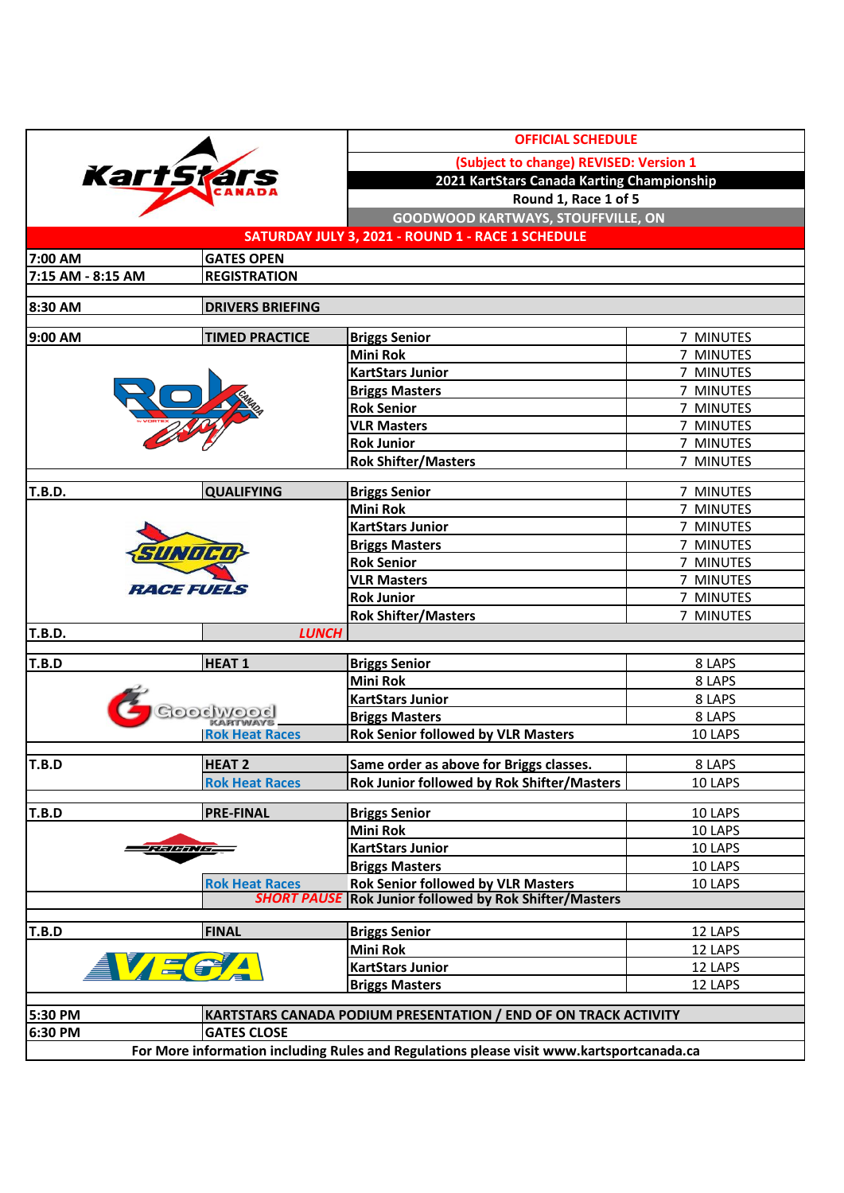**OFFICIAL SCHEDULE**

**(Subject to change) REVISED: Version 1**

**2021 KartStars Canada Karting Championship**

**Round 1, Race 1 of 5**

**GOODWOOD KARTWAYS, STOUFFVILLE, ON**

**SATURDAY JULY 3, 2021 - ROUND 1 - RACE 1 SCHEDULE**

| Time | Session | Class | Duration |
|---|---|---|---|
| 7:00 AM | GATES OPEN | | |
| 7:15 AM - 8:15 AM | REGISTRATION | | |
| 8:30 AM | DRIVERS BRIEFING | | |
| 9:00 AM | TIMED PRACTICE | Briggs Senior | 7 MINUTES |
| | | Mini Rok | 7 MINUTES |
| | | KartStars Junior | 7 MINUTES |
| | | Briggs Masters | 7 MINUTES |
| | | Rok Senior | 7 MINUTES |
| | | VLR Masters | 7 MINUTES |
| | | Rok Junior | 7 MINUTES |
| | | Rok Shifter/Masters | 7 MINUTES |
| T.B.D. | QUALIFYING | Briggs Senior | 7 MINUTES |
| | | Mini Rok | 7 MINUTES |
| | | KartStars Junior | 7 MINUTES |
| | | Briggs Masters | 7 MINUTES |
| | | Rok Senior | 7 MINUTES |
| | | VLR Masters | 7 MINUTES |
| | | Rok Junior | 7 MINUTES |
| | | Rok Shifter/Masters | 7 MINUTES |
| T.B.D. | *LUNCH* | | |
| T.B.D | HEAT 1 | Briggs Senior | 8 LAPS |
| | | Mini Rok | 8 LAPS |
| | | KartStars Junior | 8 LAPS |
| | | Briggs Masters | 8 LAPS |
| | Rok Heat Races | Rok Senior followed by VLR Masters | 10 LAPS |
| T.B.D | HEAT 2 | Same order as above for Briggs classes. | 8 LAPS |
| | Rok Heat Races | Rok Junior followed by Rok Shifter/Masters | 10 LAPS |
| T.B.D | PRE-FINAL | Briggs Senior | 10 LAPS |
| | | Mini Rok | 10 LAPS |
| | | KartStars Junior | 10 LAPS |
| | | Briggs Masters | 10 LAPS |
| | Rok Heat Races | Rok Senior followed by VLR Masters | 10 LAPS |
| | *SHORT PAUSE* | Rok Junior followed by Rok Shifter/Masters | |
| T.B.D | FINAL | Briggs Senior | 12 LAPS |
| | | Mini Rok | 12 LAPS |
| | | KartStars Junior | 12 LAPS |
| | | Briggs Masters | 12 LAPS |
| 5:30 PM | KARTSTARS CANADA PODIUM PRESENTATION / END OF ON TRACK ACTIVITY | | |
| 6:30 PM | GATES CLOSE | | |

For More information including Rules and Regulations please visit www.kartsportcanada.ca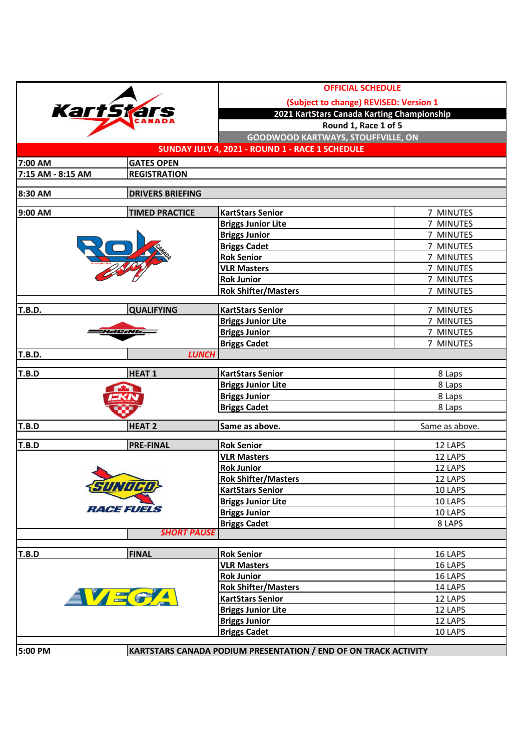**OFFICIAL SCHEDULE**

**(Subject to change) REVISED: Version 1**

**2021 KartStars Canada Karting Championship**

**Round 1, Race 1 of 5**

**GOODWOOD KARTWAYS, STOUFFVILLE, ON**

**SUNDAY JULY 4, 2021 - ROUND 1 - RACE 1 SCHEDULE**

| | | | |
|---|---|---|---|
| 7:00 AM | GATES OPEN | | |
| 7:15 AM - 8:15 AM | REGISTRATION | | |
| 8:30 AM | DRIVERS BRIEFING | | |
| 9:00 AM | TIMED PRACTICE | KartStars Senior | 7 MINUTES |
| | | Briggs Junior Lite | 7 MINUTES |
| | | Briggs Junior | 7 MINUTES |
| | | Briggs Cadet | 7 MINUTES |
| | | Rok Senior | 7 MINUTES |
| | | VLR Masters | 7 MINUTES |
| | | Rok Junior | 7 MINUTES |
| | | Rok Shifter/Masters | 7 MINUTES |
| T.B.D. | QUALIFYING | KartStars Senior | 7 MINUTES |
| | | Briggs Junior Lite | 7 MINUTES |
| | | Briggs Junior | 7 MINUTES |
| | | Briggs Cadet | 7 MINUTES |
| T.B.D. | *LUNCH* | | |
| T.B.D | HEAT 1 | KartStars Senior | 8 Laps |
| | | Briggs Junior Lite | 8 Laps |
| | | Briggs Junior | 8 Laps |
| | | Briggs Cadet | 8 Laps |
| T.B.D | HEAT 2 | Same as above. | Same as above. |
| T.B.D | PRE-FINAL | Rok Senior | 12 LAPS |
| | | VLR Masters | 12 LAPS |
| | | Rok Junior | 12 LAPS |
| | | Rok Shifter/Masters | 12 LAPS |
| | | KartStars Senior | 10 LAPS |
| | | Briggs Junior Lite | 10 LAPS |
| | | Briggs Junior | 10 LAPS |
| | | Briggs Cadet | 8 LAPS |
| | *SHORT PAUSE* | | |
| T.B.D | FINAL | Rok Senior | 16 LAPS |
| | | VLR Masters | 16 LAPS |
| | | Rok Junior | 16 LAPS |
| | | Rok Shifter/Masters | 14 LAPS |
| | | KartStars Senior | 12 LAPS |
| | | Briggs Junior Lite | 12 LAPS |
| | | Briggs Junior | 12 LAPS |
| | | Briggs Cadet | 10 LAPS |
| 5:00 PM | KARTSTARS CANADA PODIUM PRESENTATION / END OF ON TRACK ACTIVITY | | |